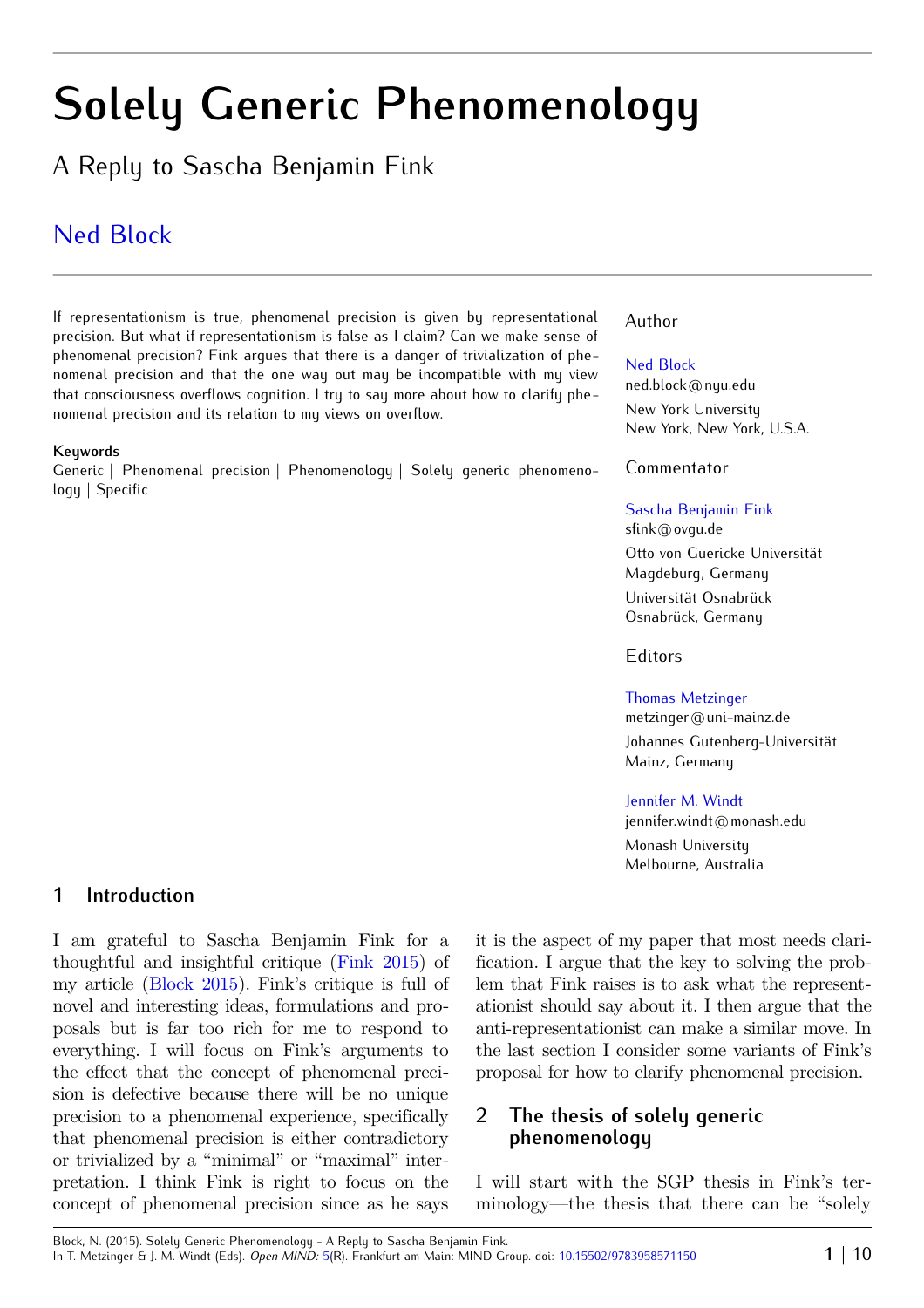# Solely Generic Phenomenology

## A Reply to Sascha Benjamin Fink

Ned Block

If representationism is true, phenomenal precision is given by representational precision. But what if representationism is false as I claim? Can we make sense of phenomenal precision? Fink argues that there is a danger of trivialization of phenomenal precision and that the one way out may be incompatible with my view that consciousness overflows cognition. I try to say more about how to clarify phenomenal precision and its relation to my views on overflow.

**Keywords**
Generic | Phenomenal precision | Phenomenology | Solely generic phenomenology | Specific

Author

Ned Block
ned.block@nyu.edu
New York University
New York, New York, U.S.A.

Commentator

Sascha Benjamin Fink
sfink@ovgu.de
Otto von Guericke Universität
Magdeburg, Germany
Universität Osnabrück
Osnabrück, Germany

Editors

Thomas Metzinger
metzinger@uni-mainz.de
Johannes Gutenberg-Universität
Mainz, Germany

Jennifer M. Windt
jennifer.windt@monash.edu
Monash University
Melbourne, Australia

## 1 Introduction

I am grateful to Sascha Benjamin Fink for a thoughtful and insightful critique (Fink 2015) of my article (Block 2015). Fink's critique is full of novel and interesting ideas, formulations and proposals but is far too rich for me to respond to everything. I will focus on Fink's arguments to the effect that the concept of phenomenal precision is defective because there will be no unique precision to a phenomenal experience, specifically that phenomenal precision is either contradictory or trivialized by a "minimal" or "maximal" interpretation. I think Fink is right to focus on the concept of phenomenal precision since as he says it is the aspect of my paper that most needs clarification. I argue that the key to solving the problem that Fink raises is to ask what the representationist should say about it. I then argue that the anti-representationist can make a similar move. In the last section I consider some variants of Fink's proposal for how to clarify phenomenal precision.

## 2 The thesis of solely generic phenomenology

I will start with the SGP thesis in Fink's terminology—the thesis that there can be "solely

Block, N. (2015). Solely Generic Phenomenology - A Reply to Sascha Benjamin Fink.
In T. Metzinger & J. M. Windt (Eds). *Open MIND:* 5(R). Frankfurt am Main: MIND Group. doi: 10.15502/9783958571150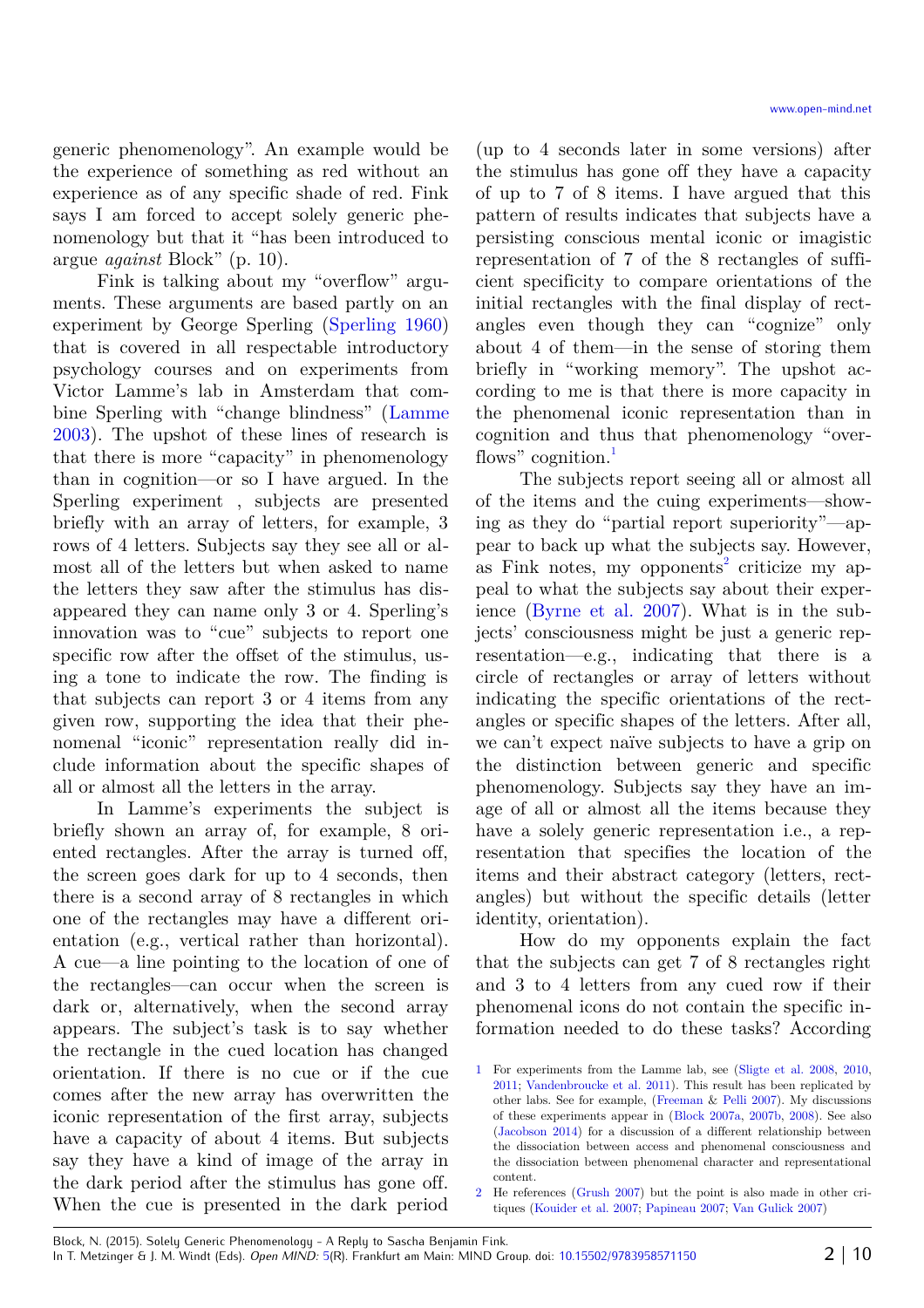generic phenomenology". An example would be the experience of something as red without an experience as of any specific shade of red. Fink says I am forced to accept solely generic phenomenology but that it "has been introduced to argue *against* Block" (p. 10).

Fink is talking about my "overflow" arguments. These arguments are based partly on an experiment by George Sperling (Sperling 1960) that is covered in all respectable introductory psychology courses and on experiments from Victor Lamme's lab in Amsterdam that combine Sperling with "change blindness" (Lamme 2003). The upshot of these lines of research is that there is more "capacity" in phenomenology than in cognition—or so I have argued. In the Sperling experiment , subjects are presented briefly with an array of letters, for example, 3 rows of 4 letters. Subjects say they see all or almost all of the letters but when asked to name the letters they saw after the stimulus has disappeared they can name only 3 or 4. Sperling's innovation was to "cue" subjects to report one specific row after the offset of the stimulus, using a tone to indicate the row. The finding is that subjects can report 3 or 4 items from any given row, supporting the idea that their phenomenal "iconic" representation really did include information about the specific shapes of all or almost all the letters in the array.

In Lamme's experiments the subject is briefly shown an array of, for example, 8 oriented rectangles. After the array is turned off, the screen goes dark for up to 4 seconds, then there is a second array of 8 rectangles in which one of the rectangles may have a different orientation (e.g., vertical rather than horizontal). A cue—a line pointing to the location of one of the rectangles—can occur when the screen is dark or, alternatively, when the second array appears. The subject's task is to say whether the rectangle in the cued location has changed orientation. If there is no cue or if the cue comes after the new array has overwritten the iconic representation of the first array, subjects have a capacity of about 4 items. But subjects say they have a kind of image of the array in the dark period after the stimulus has gone off. When the cue is presented in the dark period (up to 4 seconds later in some versions) after the stimulus has gone off they have a capacity of up to 7 of 8 items. I have argued that this pattern of results indicates that subjects have a persisting conscious mental iconic or imagistic representation of 7 of the 8 rectangles of sufficient specificity to compare orientations of the initial rectangles with the final display of rectangles even though they can "cognize" only about 4 of them—in the sense of storing them briefly in "working memory". The upshot according to me is that there is more capacity in the phenomenal iconic representation than in cognition and thus that phenomenology "overflows" cognition.[1]

The subjects report seeing all or almost all of the items and the cuing experiments—showing as they do "partial report superiority"—appear to back up what the subjects say. However, as Fink notes, my opponents[2] criticize my appeal to what the subjects say about their experience (Byrne et al. 2007). What is in the subjects' consciousness might be just a generic representation—e.g., indicating that there is a circle of rectangles or array of letters without indicating the specific orientations of the rectangles or specific shapes of the letters. After all, we can't expect naïve subjects to have a grip on the distinction between generic and specific phenomenology. Subjects say they have an image of all or almost all the items because they have a solely generic representation i.e., a representation that specifies the location of the items and their abstract category (letters, rectangles) but without the specific details (letter identity, orientation).

How do my opponents explain the fact that the subjects can get 7 of 8 rectangles right and 3 to 4 letters from any cued row if their phenomenal icons do not contain the specific information needed to do these tasks? According

1 For experiments from the Lamme lab, see (Sligte et al. 2008, 2010, 2011; Vandenbroucke et al. 2011). This result has been replicated by other labs. See for example, (Freeman & Pelli 2007). My discussions of these experiments appear in (Block 2007a, 2007b, 2008). See also (Jacobson 2014) for a discussion of a different relationship between the dissociation between access and phenomenal consciousness and the dissociation between phenomenal character and representational content.

2 He references (Grush 2007) but the point is also made in other critiques (Kouider et al. 2007; Papineau 2007; Van Gulick 2007)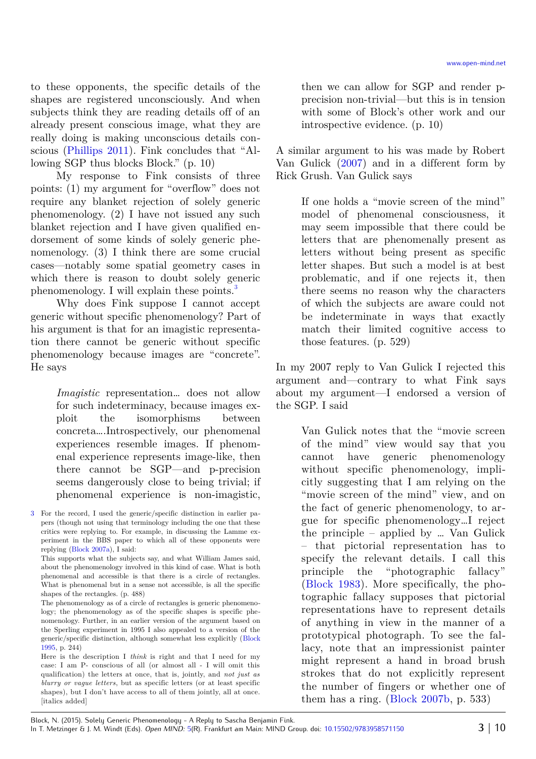to these opponents, the specific details of the shapes are registered unconsciously. And when subjects think they are reading details off of an already present conscious image, what they are really doing is making unconscious details conscious (Phillips 2011). Fink concludes that "Allowing SGP thus blocks Block." (p. 10)

My response to Fink consists of three points: (1) my argument for "overflow" does not require any blanket rejection of solely generic phenomenology. (2) I have not issued any such blanket rejection and I have given qualified endorsement of some kinds of solely generic phenomenology. (3) I think there are some crucial cases—notably some spatial geometry cases in which there is reason to doubt solely generic phenomenology. I will explain these points.[3]

Why does Fink suppose I cannot accept generic without specific phenomenology? Part of his argument is that for an imagistic representation there cannot be generic without specific phenomenology because images are "concrete". He says

> *Imagistic* representation… does not allow for such indeterminacy, because images exploit the isomorphisms between concreta….Introspectively, our phenomenal experiences resemble images. If phenomenal experience represents image-like, then there cannot be SGP—and p-precision seems dangerously close to being trivial; if phenomenal experience is non-imagistic, then we can allow for SGP and render p-precision non-trivial—but this is in tension with some of Block's other work and our introspective evidence. (p. 10)

A similar argument to his was made by Robert Van Gulick (2007) and in a different form by Rick Grush. Van Gulick says

> If one holds a "movie screen of the mind" model of phenomenal consciousness, it may seem impossible that there could be letters that are phenomenally present as letters without being present as specific letter shapes. But such a model is at best problematic, and if one rejects it, then there seems no reason why the characters of which the subjects are aware could not be indeterminate in ways that exactly match their limited cognitive access to those features. (p. 529)

In my 2007 reply to Van Gulick I rejected this argument and—contrary to what Fink says about my argument—I endorsed a version of the SGP. I said

> Van Gulick notes that the "movie screen of the mind" view would say that you cannot have generic phenomenology without specific phenomenology, implicitly suggesting that I am relying on the "movie screen of the mind" view, and on the fact of generic phenomenology, to argue for specific phenomenology…I reject the principle – applied by … Van Gulick – that pictorial representation has to specify the relevant details. I call this principle the "photographic fallacy" (Block 1983). More specifically, the photographic fallacy supposes that pictorial representations have to represent details of anything in view in the manner of a prototypical photograph. To see the fallacy, note that an impressionist painter might represent a hand in broad brush strokes that do not explicitly represent the number of fingers or whether one of them has a ring. (Block 2007b, p. 533)

---

[3] For the record, I used the generic/specific distinction in earlier papers (though not using that terminology including the one that these critics were replying to. For example, in discussing the Lamme experiment in the BBS paper to which all of these opponents were replying (Block 2007a), I said:

This supports what the subjects say, and what William James said, about the phenomenology involved in this kind of case. What is both phenomenal and accessible is that there is a circle of rectangles. What is phenomenal but in a sense not accessible, is all the specific shapes of the rectangles. (p. 488)

The phenomenology as of a circle of rectangles is generic phenomenology; the phenomenology as of the specific shapes is specific phenomenology. Further, in an earlier version of the argument based on the Sperling experiment in 1995 I also appealed to a version of the generic/specific distinction, although somewhat less explicitly (Block 1995, p. 244)

Here is the description I *think* is right and that I need for my case: I am P- conscious of all (or almost all - I will omit this qualification) the letters at once, that is, jointly, and *not just as blurry or vague letters*, but as specific letters (or at least specific shapes), but I don't have access to all of them jointly, all at once. [italics added]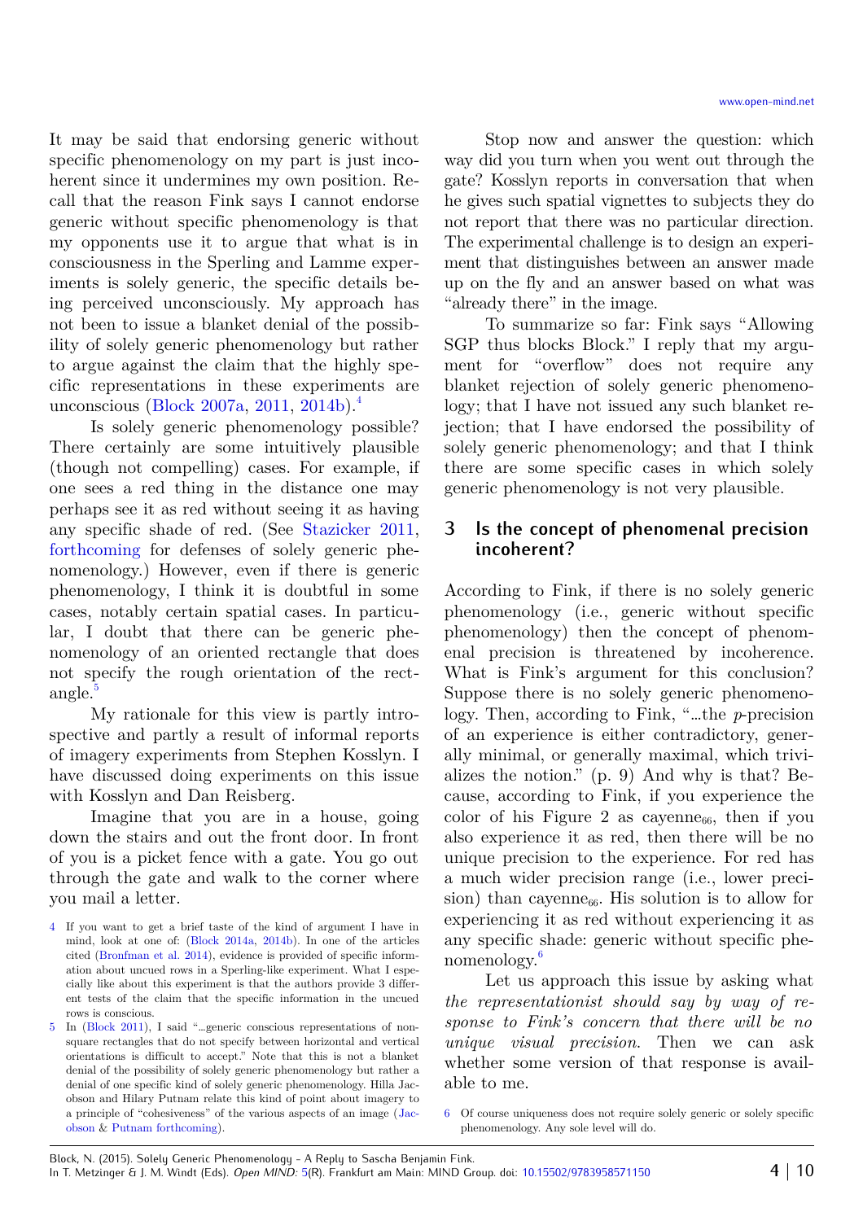It may be said that endorsing generic without specific phenomenology on my part is just incoherent since it undermines my own position. Recall that the reason Fink says I cannot endorse generic without specific phenomenology is that my opponents use it to argue that what is in consciousness in the Sperling and Lamme experiments is solely generic, the specific details being perceived unconsciously. My approach has not been to issue a blanket denial of the possibility of solely generic phenomenology but rather to argue against the claim that the highly specific representations in these experiments are unconscious (Block 2007a, 2011, 2014b).[4]

Is solely generic phenomenology possible? There certainly are some intuitively plausible (though not compelling) cases. For example, if one sees a red thing in the distance one may perhaps see it as red without seeing it as having any specific shade of red. (See Staziker 2011, forthcoming for defenses of solely generic phenomenology.) However, even if there is generic phenomenology, I think it is doubtful in some cases, notably certain spatial cases. In particular, I doubt that there can be generic phenomenology of an oriented rectangle that does not specify the rough orientation of the rectangle.[5]

My rationale for this view is partly introspective and partly a result of informal reports of imagery experiments from Stephen Kosslyn. I have discussed doing experiments on this issue with Kosslyn and Dan Reisberg.

Imagine that you are in a house, going down the stairs and out the front door. In front of you is a picket fence with a gate. You go out through the gate and walk to the corner where you mail a letter.

Stop now and answer the question: which way did you turn when you went out through the gate? Kosslyn reports in conversation that when he gives such spatial vignettes to subjects they do not report that there was no particular direction. The experimental challenge is to design an experiment that distinguishes between an answer made up on the fly and an answer based on what was "already there" in the image.

To summarize so far: Fink says "Allowing SGP thus blocks Block." I reply that my argument for "overflow" does not require any blanket rejection of solely generic phenomenology; that I have not issued any such blanket rejection; that I have endorsed the possibility of solely generic phenomenology; and that I think there are some specific cases in which solely generic phenomenology is not very plausible.

## 3 Is the concept of phenomenal precision incoherent?

According to Fink, if there is no solely generic phenomenology (i.e., generic without specific phenomenology) then the concept of phenomenal precision is threatened by incoherence. What is Fink's argument for this conclusion? Suppose there is no solely generic phenomenology. Then, according to Fink, "…the *p*-precision of an experience is either contradictory, generally minimal, or generally maximal, which trivializes the notion." (p. 9) And why is that? Because, according to Fink, if you experience the color of his Figure 2 as cayenne$_{66}$, then if you also experience it as red, then there will be no unique precision to the experience. For red has a much wider precision range (i.e., lower precision) than cayenne$_{66}$. His solution is to allow for experiencing it as red without experiencing it as any specific shade: generic without specific phenomenology.[6]

Let us approach this issue by asking what *the representationist should say by way of response to Fink's concern that there will be no unique visual precision*. Then we can ask whether some version of that response is available to me.

---

[4] If you want to get a brief taste of the kind of argument I have in mind, look at one of: (Block 2014a, 2014b). In one of the articles cited (Bronfman et al. 2014), evidence is provided of specific information about uncued rows in a Sperling-like experiment. What I especially like about this experiment is that the authors provide 3 different tests of the claim that the specific information in the uncued rows is conscious.

[5] In (Block 2011), I said "…generic conscious representations of non-square rectangles that do not specify between horizontal and vertical orientations is difficult to accept." Note that this is not a blanket denial of the possibility of solely generic phenomenology but rather a denial of one specific kind of solely generic phenomenology. Hilla Jacobson and Hilary Putnam relate this kind of point about imagery to a principle of "cohesiveness" of the various aspects of an image (Jacobson & Putnam forthcoming).

[6] Of course uniqueness does not require solely generic or solely specific phenomenology. Any sole level will do.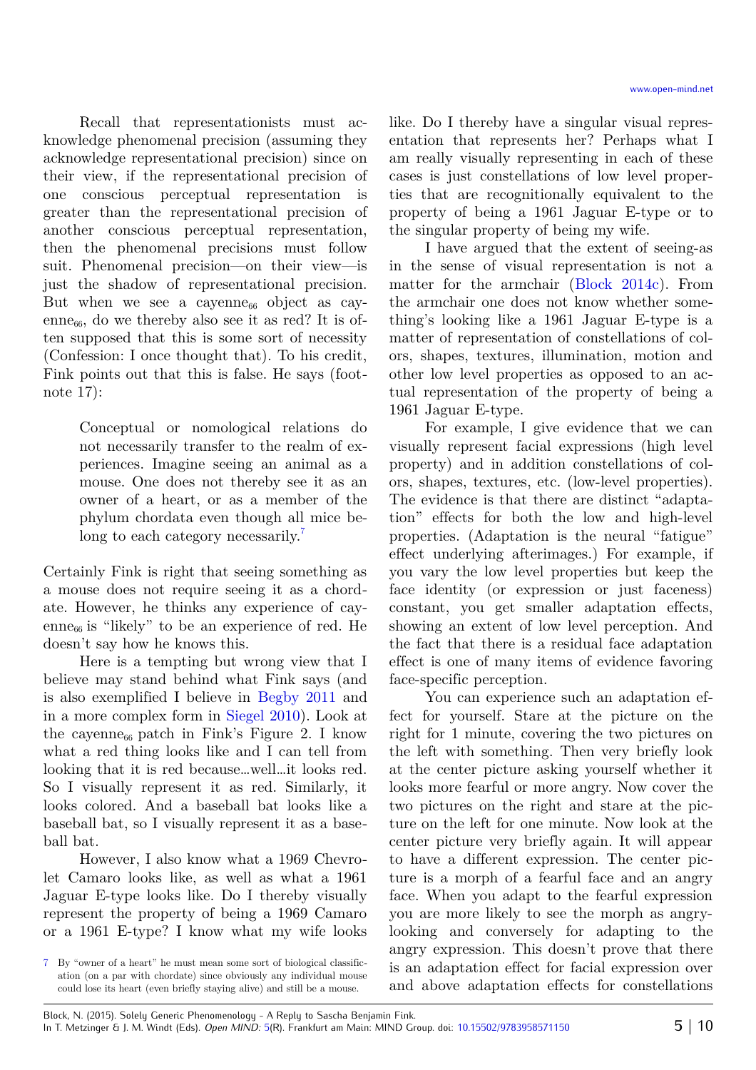Recall that representationists must acknowledge phenomenal precision (assuming they acknowledge representational precision) since on their view, if the representational precision of one conscious perceptual representation is greater than the representational precision of another conscious perceptual representation, then the phenomenal precisions must follow suit. Phenomenal precision—on their view—is just the shadow of representational precision. But when we see a cayenne$_{66}$ object as cayenne$_{66}$, do we thereby also see it as red? It is often supposed that this is some sort of necessity (Confession: I once thought that). To his credit, Fink points out that this is false. He says (footnote 17):

> Conceptual or nomological relations do not necessarily transfer to the realm of experiences. Imagine seeing an animal as a mouse. One does not thereby see it as an owner of a heart, or as a member of the phylum chordata even though all mice belong to each category necessarily.[7]

Certainly Fink is right that seeing something as a mouse does not require seeing it as a chordate. However, he thinks any experience of cayenne$_{66}$ is "likely" to be an experience of red. He doesn't say how he knows this.

Here is a tempting but wrong view that I believe may stand behind what Fink says (and is also exemplified I believe in Begby 2011 and in a more complex form in Siegel 2010). Look at the cayenne$_{66}$ patch in Fink's Figure 2. I know what a red thing looks like and I can tell from looking that it is red because…well…it looks red. So I visually represent it as red. Similarly, it looks colored. And a baseball bat looks like a baseball bat, so I visually represent it as a baseball bat.

However, I also know what a 1969 Chevrolet Camaro looks like, as well as what a 1961 Jaguar E-type looks like. Do I thereby visually represent the property of being a 1969 Camaro or a 1961 E-type? I know what my wife looks like. Do I thereby have a singular visual representation that represents her? Perhaps what I am really visually representing in each of these cases is just constellations of low level properties that are recognitionally equivalent to the property of being a 1961 Jaguar E-type or to the singular property of being my wife.

I have argued that the extent of seeing-as in the sense of visual representation is not a matter for the armchair (Block 2014c). From the armchair one does not know whether something's looking like a 1961 Jaguar E-type is a matter of representation of constellations of colors, shapes, textures, illumination, motion and other low level properties as opposed to an actual representation of the property of being a 1961 Jaguar E-type.

For example, I give evidence that we can visually represent facial expressions (high level property) and in addition constellations of colors, shapes, textures, etc. (low-level properties). The evidence is that there are distinct "adaptation" effects for both the low and high-level properties. (Adaptation is the neural "fatigue" effect underlying afterimages.) For example, if you vary the low level properties but keep the face identity (or expression or just faceness) constant, you get smaller adaptation effects, showing an extent of low level perception. And the fact that there is a residual face adaptation effect is one of many items of evidence favoring face-specific perception.

You can experience such an adaptation effect for yourself. Stare at the picture on the right for 1 minute, covering the two pictures on the left with something. Then very briefly look at the center picture asking yourself whether it looks more fearful or more angry. Now cover the two pictures on the right and stare at the picture on the left for one minute. Now look at the center picture very briefly again. It will appear to have a different expression. The center picture is a morph of a fearful face and an angry face. When you adapt to the fearful expression you are more likely to see the morph as angry-looking and conversely for adapting to the angry expression. This doesn't prove that there is an adaptation effect for facial expression over and above adaptation effects for constellations

[7] By "owner of a heart" he must mean some sort of biological classification (on a par with chordate) since obviously any individual mouse could lose its heart (even briefly staying alive) and still be a mouse.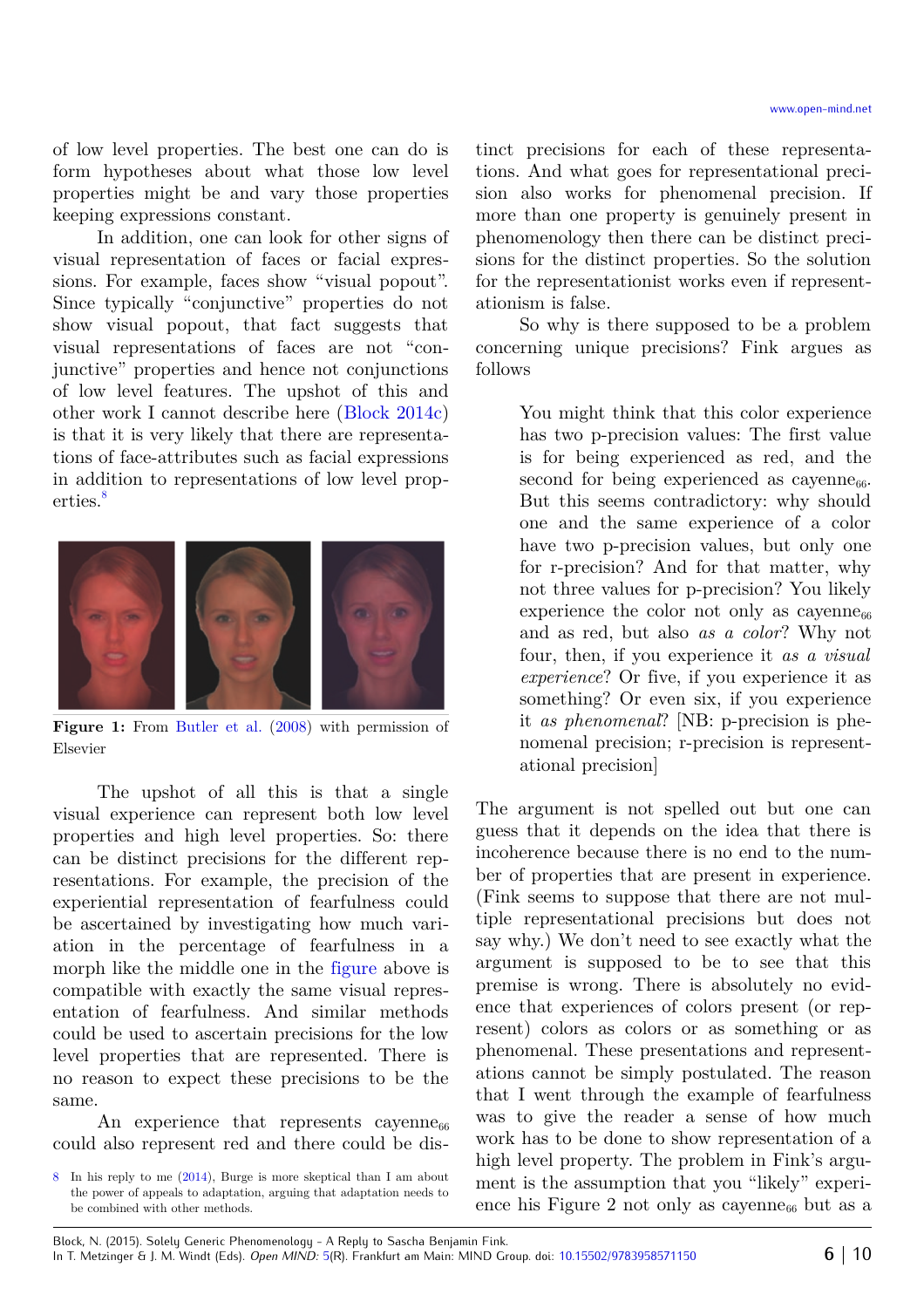of low level properties. The best one can do is form hypotheses about what those low level properties might be and vary those properties keeping expressions constant.

In addition, one can look for other signs of visual representation of faces or facial expressions. For example, faces show "visual popout". Since typically "conjunctive" properties do not show visual popout, that fact suggests that visual representations of faces are not "conjunctive" properties and hence not conjunctions of low level features. The upshot of this and other work I cannot describe here (Block 2014c) is that it is very likely that there are representations of face-attributes such as facial expressions in addition to representations of low level properties.[8]

**Figure 1:** From Butler et al. (2008) with permission of Elsevier

The upshot of all this is that a single visual experience can represent both low level properties and high level properties. So: there can be distinct precisions for the different representations. For example, the precision of the experiential representation of fearfulness could be ascertained by investigating how much variation in the percentage of fearfulness in a morph like the middle one in the figure above is compatible with exactly the same visual representation of fearfulness. And similar methods could be used to ascertain precisions for the low level properties that are represented. There is no reason to expect these precisions to be the same.

An experience that represents cayenne$_{66}$ could also represent red and there could be distinct precisions for each of these representations. And what goes for representational precision also works for phenomenal precision. If more than one property is genuinely present in phenomenology then there can be distinct precisions for the distinct properties. So the solution for the representationist works even if representationism is false.

So why is there supposed to be a problem concerning unique precisions? Fink argues as follows

> You might think that this color experience has two p-precision values: The first value is for being experienced as red, and the second for being experienced as cayenne$_{66}$. But this seems contradictory: why should one and the same experience of a color have two p-precision values, but only one for r-precision? And for that matter, why not three values for p-precision? You likely experience the color not only as cayenne$_{66}$ and as red, but also *as a color*? Why not four, then, if you experience it *as a visual experience*? Or five, if you experience it as something? Or even six, if you experience it *as phenomenal*? [NB: p-precision is phenomenal precision; r-precision is representational precision]

The argument is not spelled out but one can guess that it depends on the idea that there is incoherence because there is no end to the number of properties that are present in experience. (Fink seems to suppose that there are not multiple representational precisions but does not say why.) We don't need to see exactly what the argument is supposed to be to see that this premise is wrong. There is absolutely no evidence that experiences of colors present (or represent) colors as colors or as something or as phenomenal. These presentations and representations cannot be simply postulated. The reason that I went through the example of fearfulness was to give the reader a sense of how much work has to be done to show representation of a high level property. The problem in Fink's argument is the assumption that you "likely" experience his Figure 2 not only as cayenne$_{66}$ but as a

[8] In his reply to me (2014), Burge is more skeptical than I am about the power of appeals to adaptation, arguing that adaptation needs to be combined with other methods.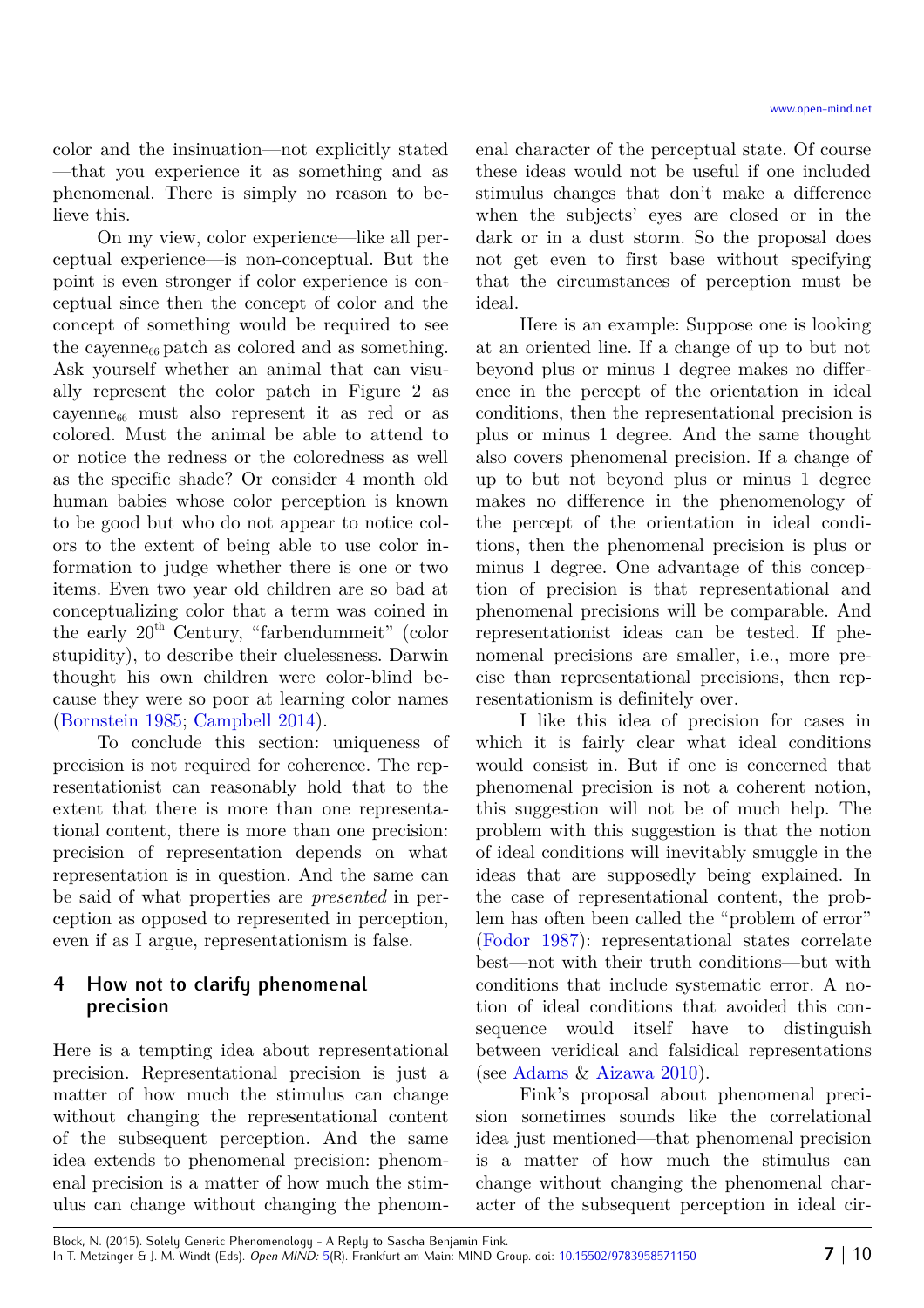color and the insinuation—not explicitly stated—that you experience it as something and as phenomenal. There is simply no reason to believe this.

On my view, color experience—like all perceptual experience—is non-conceptual. But the point is even stronger if color experience is conceptual since then the concept of color and the concept of something would be required to see the cayenne$_{66}$ patch as colored and as something. Ask yourself whether an animal that can visually represent the color patch in Figure 2 as cayenne$_{66}$ must also represent it as red or as colored. Must the animal be able to attend to or notice the redness or the coloredness as well as the specific shade? Or consider 4 month old human babies whose color perception is known to be good but who do not appear to notice colors to the extent of being able to use color information to judge whether there is one or two items. Even two year old children are so bad at conceptualizing color that a term was coined in the early 20th Century, "farbendummeit" (color stupidity), to describe their cluelessness. Darwin thought his own children were color-blind because they were so poor at learning color names (Bornstein 1985; Campbell 2014).

To conclude this section: uniqueness of precision is not required for coherence. The representationist can reasonably hold that to the extent that there is more than one representational content, there is more than one precision: precision of representation depends on what representation is in question. And the same can be said of what properties are *presented* in perception as opposed to represented in perception, even if as I argue, representationism is false.

## 4 How not to clarify phenomenal precision

Here is a tempting idea about representational precision. Representational precision is just a matter of how much the stimulus can change without changing the representational content of the subsequent perception. And the same idea extends to phenomenal precision: phenomenal precision is a matter of how much the stimulus can change without changing the phenomenal character of the perceptual state. Of course these ideas would not be useful if one included stimulus changes that don't make a difference when the subjects' eyes are closed or in the dark or in a dust storm. So the proposal does not get even to first base without specifying that the circumstances of perception must be ideal.

Here is an example: Suppose one is looking at an oriented line. If a change of up to but not beyond plus or minus 1 degree makes no difference in the percept of the orientation in ideal conditions, then the representational precision is plus or minus 1 degree. And the same thought also covers phenomenal precision. If a change of up to but not beyond plus or minus 1 degree makes no difference in the phenomenology of the percept of the orientation in ideal conditions, then the phenomenal precision is plus or minus 1 degree. One advantage of this conception of precision is that representational and phenomenal precisions will be comparable. And representationist ideas can be tested. If phenomenal precisions are smaller, i.e., more precise than representational precisions, then representationism is definitely over.

I like this idea of precision for cases in which it is fairly clear what ideal conditions would consist in. But if one is concerned that phenomenal precision is not a coherent notion, this suggestion will not be of much help. The problem with this suggestion is that the notion of ideal conditions will inevitably smuggle in the ideas that are supposedly being explained. In the case of representational content, the problem has often been called the "problem of error" (Fodor 1987): representational states correlate best—not with their truth conditions—but with conditions that include systematic error. A notion of ideal conditions that avoided this consequence would itself have to distinguish between veridical and falsidical representations (see Adams & Aizawa 2010).

Fink's proposal about phenomenal precision sometimes sounds like the correlational idea just mentioned—that phenomenal precision is a matter of how much the stimulus can change without changing the phenomenal character of the subsequent perception in ideal cir-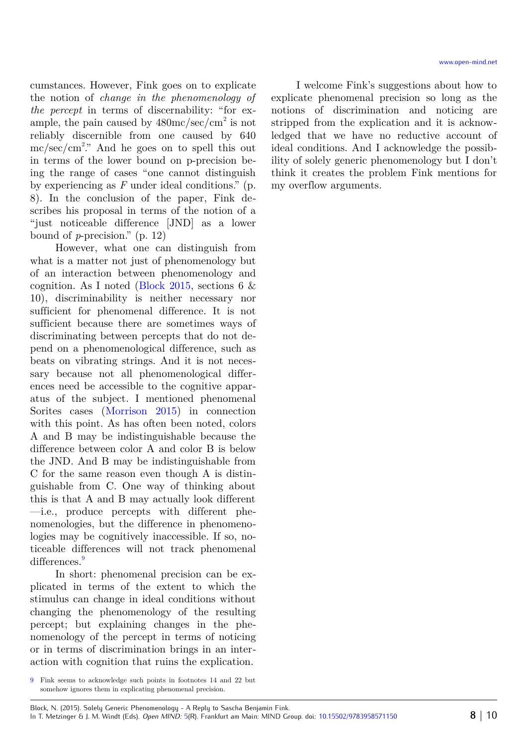cumstances. However, Fink goes on to explicate the notion of *change in the phenomenology of the percept* in terms of discernability: "for example, the pain caused by 480mc/sec/cm$^2$ is not reliably discernible from one caused by 640 mc/sec/cm$^2$." And he goes on to spell this out in terms of the lower bound on p-precision being the range of cases "one cannot distinguish by experiencing as *F* under ideal conditions." (p. 8). In the conclusion of the paper, Fink describes his proposal in terms of the notion of a "just noticeable difference [JND] as a lower bound of *p*-precision." (p. 12)

However, what one can distinguish from what is a matter not just of phenomenology but of an interaction between phenomenology and cognition. As I noted (Block 2015, sections 6 & 10), discriminability is neither necessary nor sufficient for phenomenal difference. It is not sufficient because there are sometimes ways of discriminating between percepts that do not depend on a phenomenological difference, such as beats on vibrating strings. And it is not necessary because not all phenomenological differences need be accessible to the cognitive apparatus of the subject. I mentioned phenomenal Sorites cases (Morrison 2015) in connection with this point. As has often been noted, colors A and B may be indistinguishable because the difference between color A and color B is below the JND. And B may be indistinguishable from C for the same reason even though A is distinguishable from C. One way of thinking about this is that A and B may actually look different —i.e., produce percepts with different phenomenologies, but the difference in phenomenologies may be cognitively inaccessible. If so, noticeable differences will not track phenomenal differences.[9]

In short: phenomenal precision can be explicated in terms of the extent to which the stimulus can change in ideal conditions without changing the phenomenology of the resulting percept; but explaining changes in the phenomenology of the percept in terms of noticing or in terms of discrimination brings in an interaction with cognition that ruins the explication.

I welcome Fink's suggestions about how to explicate phenomenal precision so long as the notions of discrimination and noticing are stripped from the explication and it is acknowledged that we have no reductive account of ideal conditions. And I acknowledge the possibility of solely generic phenomenology but I don't think it creates the problem Fink mentions for my overflow arguments.

9 Fink seems to acknowledge such points in footnotes 14 and 22 but somehow ignores them in explicating phenomenal precision.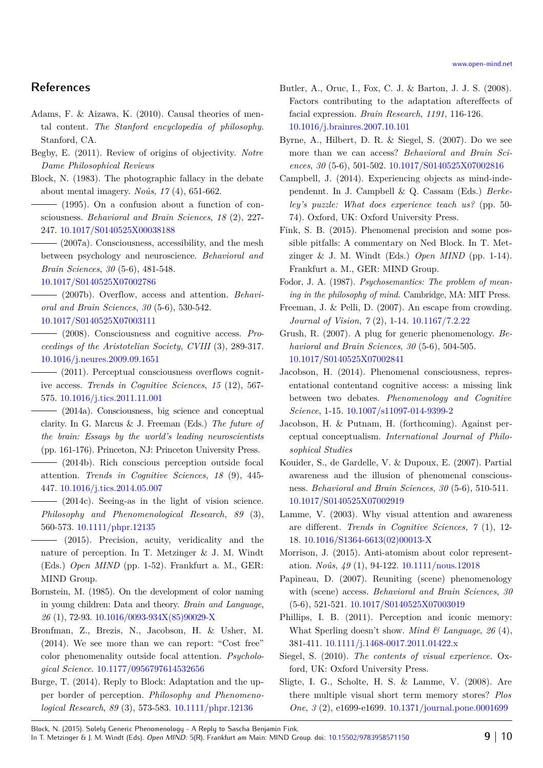## References

Adams, F. & Aizawa, K. (2010). Causal theories of mental content. *The Stanford encyclopedia of philosophy.* Stanford, CA.

Begby, E. (2011). Review of origins of objectivity. *Notre Dame Philosophical Reviews*

Block, N. (1983). The photographic fallacy in the debate about mental imagery. *Noûs*, *17* (4), 651-662.

——— (1995). On a confusion about a function of consciousness. *Behavioral and Brain Sciences*, *18* (2), 227-247. 10.1017/S0140525X00038188

——— (2007a). Consciousness, accessibility, and the mesh between psychology and neuroscience. *Behavioral and Brain Sciences*, *30* (5-6), 481-548. 10.1017/S0140525X07002786

——— (2007b). Overflow, access and attention. *Behavioral and Brain Sciences*, *30* (5-6), 530-542. 10.1017/S0140525X07003111

——— (2008). Consciousness and cognitive access. *Proceedings of the Aristotelian Society*, *CVIII* (3), 289-317. 10.1016/j.neures.2009.09.1651

——— (2011). Perceptual consciousness overflows cognitive access. *Trends in Cognitive Sciences*, *15* (12), 567-575. 10.1016/j.tics.2011.11.001

——— (2014a). Consciousness, big science and conceptual clarity. In G. Marcus & J. Freeman (Eds.) *The future of the brain: Essays by the world's leading neuroscientists* (pp. 161-176). Princeton, NJ: Princeton University Press.

——— (2014b). Rich conscious perception outside focal attention. *Trends in Cognitive Sciences*, *18* (9), 445-447. 10.1016/j.tics.2014.05.007

——— (2014c). Seeing-as in the light of vision science. *Philosophy and Phenomenological Research*, *89* (3), 560-573. 10.1111/phpr.12135

——— (2015). Precision, acuity, veridicality and the nature of perception. In T. Metzinger & J. M. Windt (Eds.) *Open MIND* (pp. 1-52). Frankfurt a. M., GER: MIND Group.

Bornstein, M. (1985). On the development of color naming in young children: Data and theory. *Brain and Language*, *26* (1), 72-93. 10.1016/0093-934X(85)90029-X

Bronfman, Z., Brezis, N., Jacobson, H. & Usher, M. (2014). We see more than we can report: "Cost free" color phenomenality outside focal attention. *Psychological Science*. 10.1177/0956797614532656

Burge, T. (2014). Reply to Block: Adaptation and the upper border of perception. *Philosophy and Phenomenological Research*, *89* (3), 573-583. 10.1111/phpr.12136

Butler, A., Oruc, I., Fox, C. J. & Barton, J. J. S. (2008). Factors contributing to the adaptation aftereffects of facial expression. *Brain Research*, *1191*, 116-126. 10.1016/j.brainres.2007.10.101

Byrne, A., Hilbert, D. R. & Siegel, S. (2007). Do we see more than we can access? *Behavioral and Brain Sciences*, *30* (5-6), 501-502. 10.1017/S0140525X07002816

Campbell, J. (2014). Experiencing objects as mind-independennt. In J. Campbell & Q. Cassam (Eds.) *Berkeley's puzzle: What does experience teach us?* (pp. 50-74). Oxford, UK: Oxford University Press.

Fink, S. B. (2015). Phenomenal precision and some possible pitfalls: A commentary on Ned Block. In T. Metzinger & J. M. Windt (Eds.) *Open MIND* (pp. 1-14). Frankfurt a. M., GER: MIND Group.

Fodor, J. A. (1987). *Psychosemantics: The problem of meaning in the philosophy of mind.* Cambridge, MA: MIT Press.

Freeman, J. & Pelli, D. (2007). An escape from crowding. *Journal of Vision*, *7* (2), 1-14. 10.1167/7.2.22

Grush, R. (2007). A plug for generic phenomenology. *Behavioral and Brain Sciences*, *30* (5-6), 504-505. 10.1017/S0140525X07002841

Jacobson, H. (2014). Phenomenal consciousness, representational contentand cognitive access: a missing link between two debates. *Phenomenology and Cognitive Science*, 1-15. 10.1007/s11097-014-9399-2

Jacobson, H. & Putnam, H. (forthcoming). Against perceptual conceptualism. *International Journal of Philosophical Studies*

Kouider, S., de Gardelle, V. & Dupoux, E. (2007). Partial awareness and the illusion of phenomenal consciousness. *Behavioral and Brain Sciences*, *30* (5-6), 510-511. 10.1017/S0140525X07002919

Lamme, V. (2003). Why visual attention and awareness are different. *Trends in Cognitive Sciences*, *7* (1), 12-18. 10.1016/S1364-6613(02)00013-X

Morrison, J. (2015). Anti-atomism about color representation. *Noûs*, *49* (1), 94-122. 10.1111/nous.12018

Papineau, D. (2007). Reuniting (scene) phenomenology with (scene) access. *Behavioral and Brain Sciences*, *30* (5-6), 521-521. 10.1017/S0140525X07003019

Phillips, I. B. (2011). Perception and iconic memory: What Sperling doesn't show. *Mind & Language*, *26* (4), 381-411. 10.1111/j.1468-0017.2011.01422.x

Siegel, S. (2010). *The contents of visual experience.* Oxford, UK: Oxford University Press.

Sligte, I. G., Scholte, H. S. & Lamme, V. (2008). Are there multiple visual short term memory stores? *Plos One*, *3* (2), e1699-e1699. 10.1371/journal.pone.0001699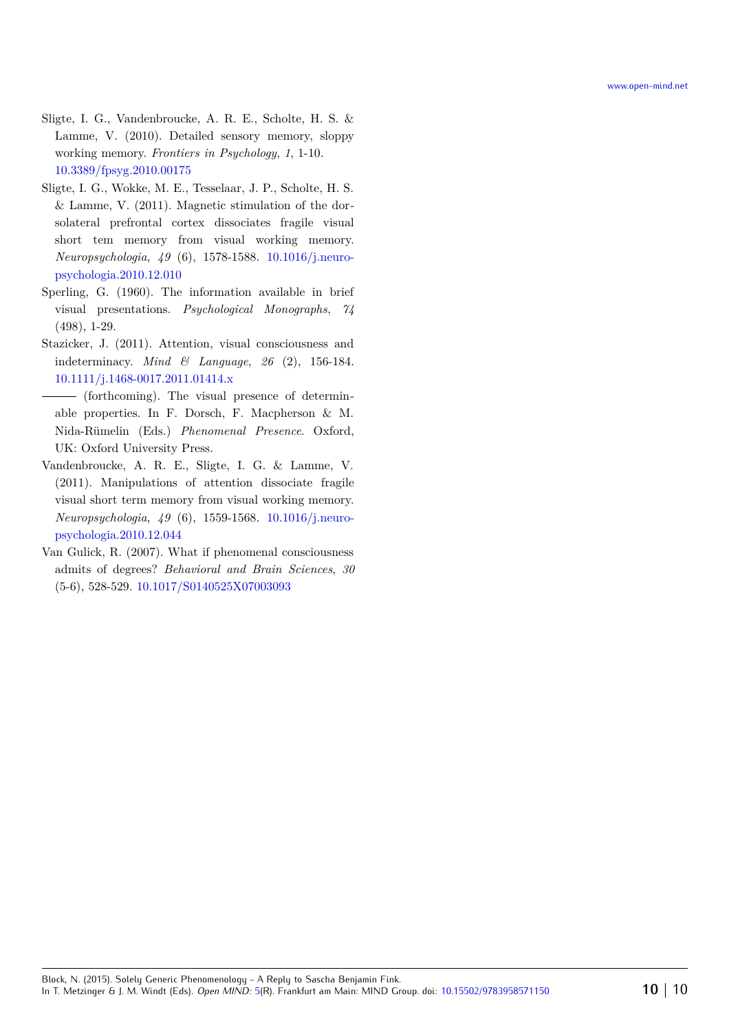Sligte, I. G., Vandenbroucke, A. R. E., Scholte, H. S. & Lamme, V. (2010). Detailed sensory memory, sloppy working memory. *Frontiers in Psychology*, *1*, 1-10. 10.3389/fpsyg.2010.00175

Sligte, I. G., Wokke, M. E., Tesselaar, J. P., Scholte, H. S. & Lamme, V. (2011). Magnetic stimulation of the dorsolateral prefrontal cortex dissociates fragile visual short tem memory from visual working memory. *Neuropsychologia*, *49* (6), 1578-1588. 10.1016/j.neuropsychologia.2010.12.010

Sperling, G. (1960). The information available in brief visual presentations. *Psychological Monographs*, *74* (498), 1-29.

Stazicker, J. (2011). Attention, visual consciousness and indeterminacy. *Mind & Language*, *26* (2), 156-184. 10.1111/j.1468-0017.2011.01414.x

——— (forthcoming). The visual presence of determinable properties. In F. Dorsch, F. Macpherson & M. Nida-Rümelin (Eds.) *Phenomenal Presence*. Oxford, UK: Oxford University Press.

Vandenbroucke, A. R. E., Sligte, I. G. & Lamme, V. (2011). Manipulations of attention dissociate fragile visual short term memory from visual working memory. *Neuropsychologia*, *49* (6), 1559-1568. 10.1016/j.neuropsychologia.2010.12.044

Van Gulick, R. (2007). What if phenomenal consciousness admits of degrees? *Behavioral and Brain Sciences*, *30* (5-6), 528-529. 10.1017/S0140525X07003093